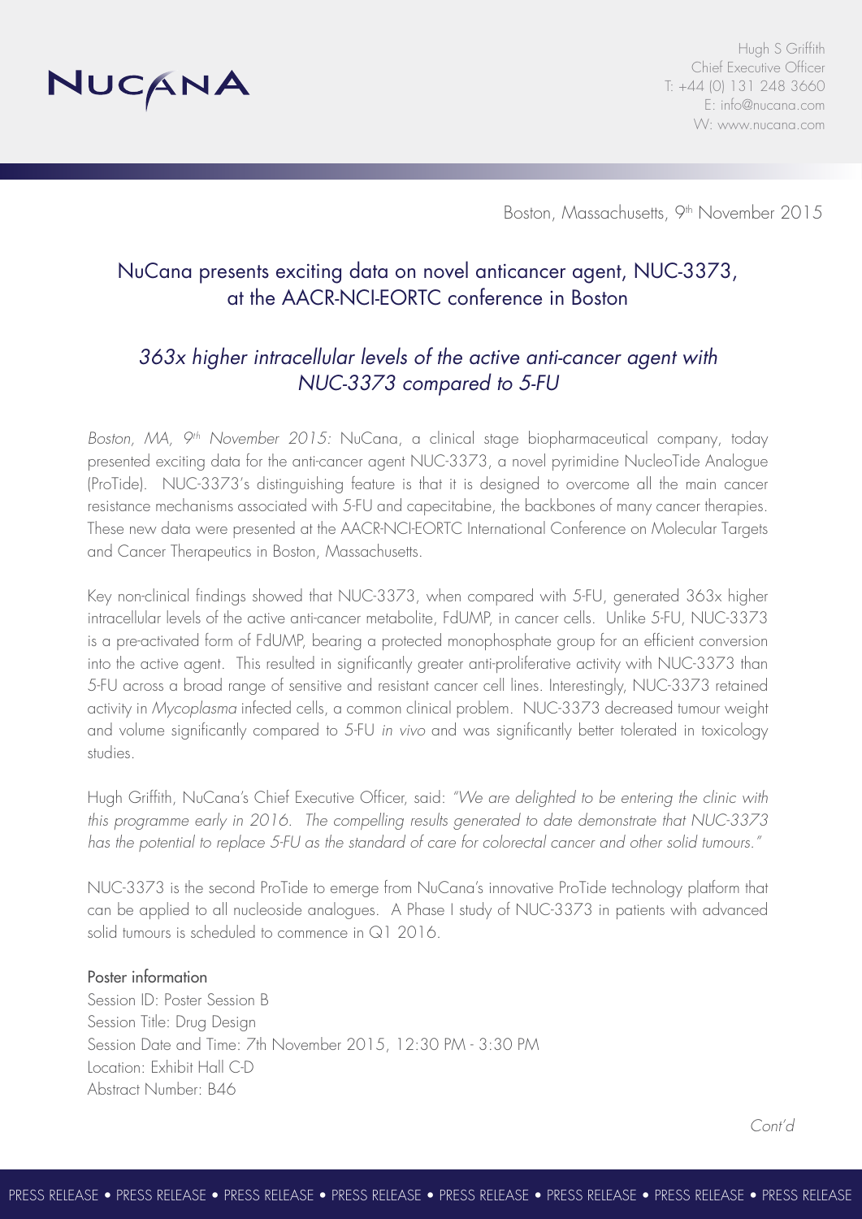NUCANA

Hugh S Griffith
Chief Executive Officer
T: +44 (0) 131 248 3660
E: info@nucana.com
W: www.nucana.com

Boston, Massachusetts, 9th November 2015

# NuCana presents exciting data on novel anticancer agent, NUC-3373, at the AACR-NCI-EORTC conference in Boston

## *363x higher intracellular levels of the active anti-cancer agent with NUC-3373 compared to 5-FU*

*Boston, MA, 9th November 2015:* NuCana, a clinical stage biopharmaceutical company, today presented exciting data for the anti-cancer agent NUC-3373, a novel pyrimidine NucleoTide Analogue (ProTide). NUC-3373's distinguishing feature is that it is designed to overcome all the main cancer resistance mechanisms associated with 5-FU and capecitabine, the backbones of many cancer therapies. These new data were presented at the AACR-NCI-EORTC International Conference on Molecular Targets and Cancer Therapeutics in Boston, Massachusetts.

Key non-clinical findings showed that NUC-3373, when compared with 5-FU, generated 363x higher intracellular levels of the active anti-cancer metabolite, FdUMP, in cancer cells. Unlike 5-FU, NUC-3373 is a pre-activated form of FdUMP, bearing a protected monophosphate group for an efficient conversion into the active agent. This resulted in significantly greater anti-proliferative activity with NUC-3373 than 5-FU across a broad range of sensitive and resistant cancer cell lines. Interestingly, NUC-3373 retained activity in *Mycoplasma* infected cells, a common clinical problem. NUC-3373 decreased tumour weight and volume significantly compared to 5-FU *in vivo* and was significantly better tolerated in toxicology studies.

Hugh Griffith, NuCana's Chief Executive Officer, said: *"We are delighted to be entering the clinic with this programme early in 2016. The compelling results generated to date demonstrate that NUC-3373 has the potential to replace 5-FU as the standard of care for colorectal cancer and other solid tumours."*

NUC-3373 is the second ProTide to emerge from NuCana's innovative ProTide technology platform that can be applied to all nucleoside analogues. A Phase I study of NUC-3373 in patients with advanced solid tumours is scheduled to commence in Q1 2016.

### Poster information

Session ID: Poster Session B
Session Title: Drug Design
Session Date and Time: 7th November 2015, 12:30 PM - 3:30 PM
Location: Exhibit Hall C-D
Abstract Number: B46

*Cont'd*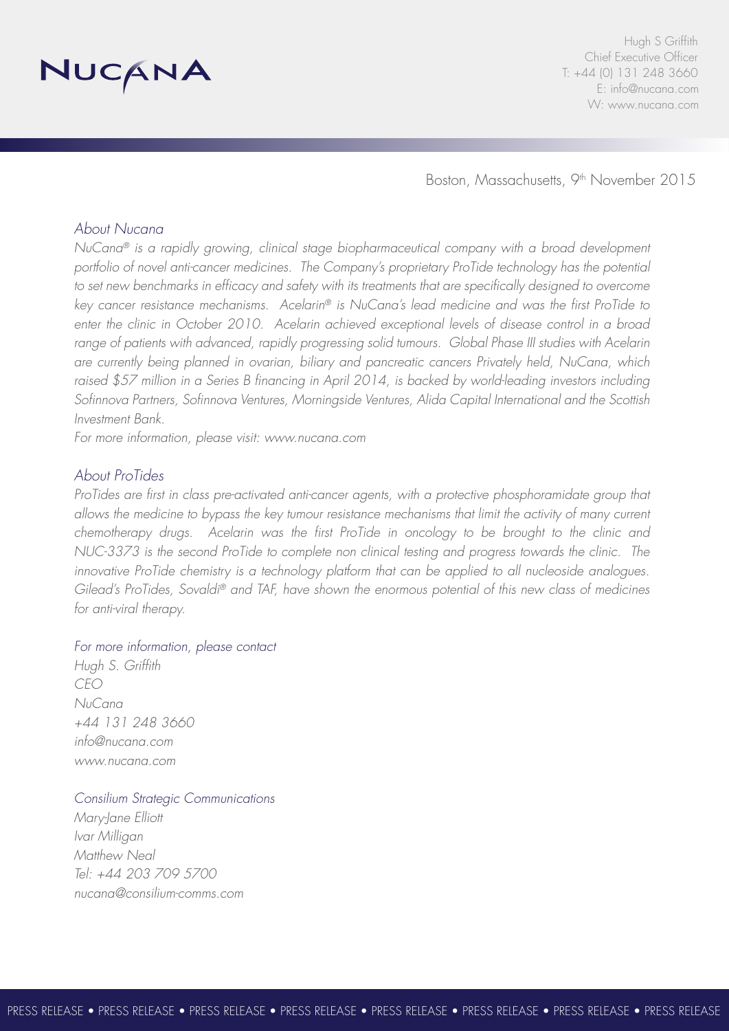Boston, Massachusetts, 9th November 2015

*About Nucana*

*NuCana® is a rapidly growing, clinical stage biopharmaceutical company with a broad development portfolio of novel anti-cancer medicines. The Company's proprietary ProTide technology has the potential to set new benchmarks in efficacy and safety with its treatments that are specifically designed to overcome key cancer resistance mechanisms. Acelarin® is NuCana's lead medicine and was the first ProTide to enter the clinic in October 2010. Acelarin achieved exceptional levels of disease control in a broad range of patients with advanced, rapidly progressing solid tumours. Global Phase III studies with Acelarin are currently being planned in ovarian, biliary and pancreatic cancers Privately held, NuCana, which raised $57 million in a Series B financing in April 2014, is backed by world-leading investors including Sofinnova Partners, Sofinnova Ventures, Morningside Ventures, Alida Capital International and the Scottish Investment Bank.*

*For more information, please visit: www.nucana.com*

*About ProTides*

*ProTides are first in class pre-activated anti-cancer agents, with a protective phosphoramidate group that allows the medicine to bypass the key tumour resistance mechanisms that limit the activity of many current chemotherapy drugs. Acelarin was the first ProTide in oncology to be brought to the clinic and NUC-3373 is the second ProTide to complete non clinical testing and progress towards the clinic. The innovative ProTide chemistry is a technology platform that can be applied to all nucleoside analogues. Gilead's ProTides, Sovaldi® and TAF, have shown the enormous potential of this new class of medicines for anti-viral therapy.*

*For more information, please contact*

*Hugh S. Griffith*
*CEO*
*NuCana*
*+44 131 248 3660*
*info@nucana.com*
*www.nucana.com*

*Consilium Strategic Communications*

*Mary-Jane Elliott*
*Ivar Milligan*
*Matthew Neal*
*Tel: +44 203 709 5700*
*nucana@consilium-comms.com*